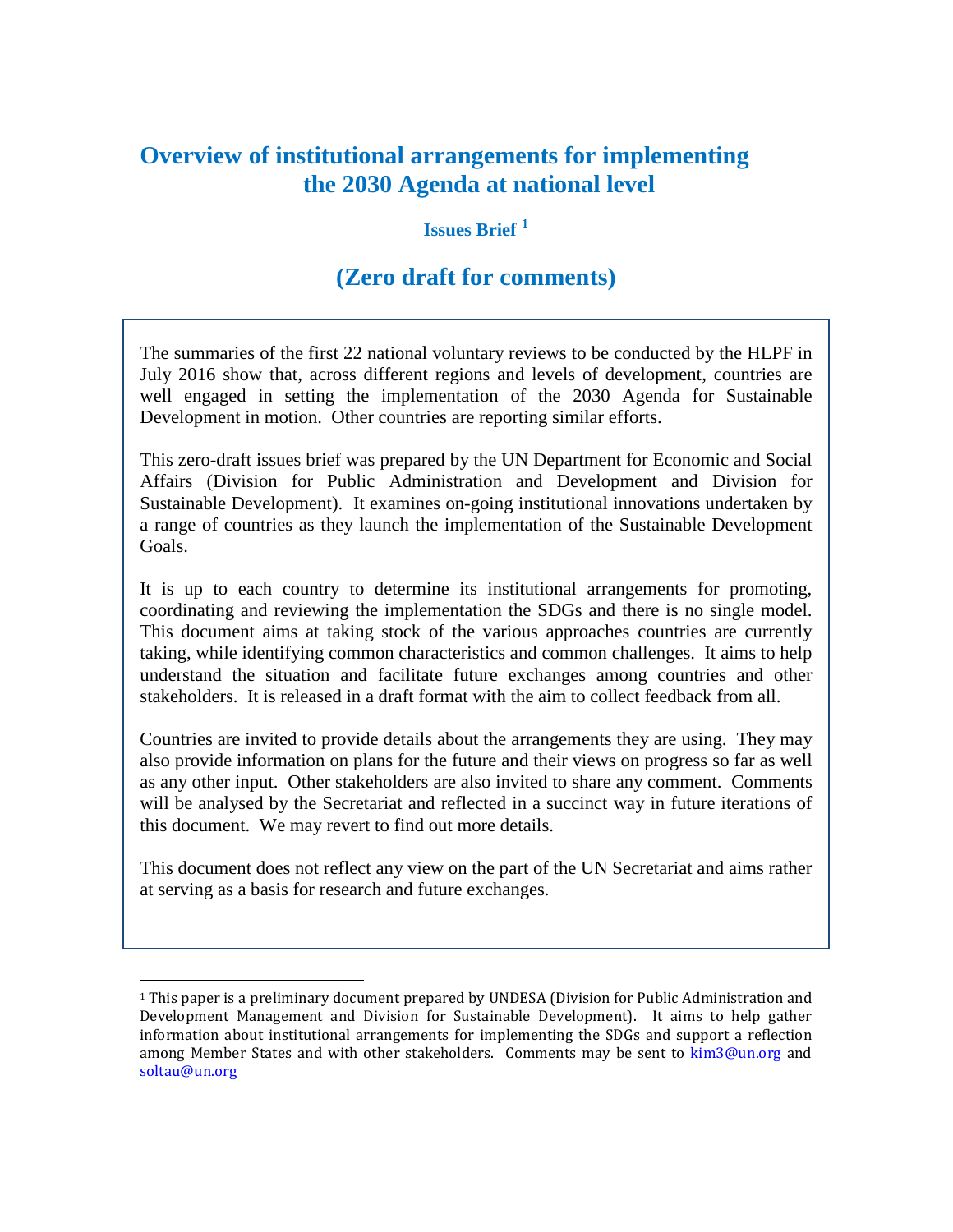# Overview of institutional arrangements for implementing the 2030 Agenda at national level

### Issues Brief [1]

## (Zero draft for comments)

The summaries of the first 22 national voluntary reviews to be conducted by the HLPF in July 2016 show that, across different regions and levels of development, countries are well engaged in setting the implementation of the 2030 Agenda for Sustainable Development in motion. Other countries are reporting similar efforts.

This zero-draft issues brief was prepared by the UN Department for Economic and Social Affairs (Division for Public Administration and Development and Division for Sustainable Development). It examines on-going institutional innovations undertaken by a range of countries as they launch the implementation of the Sustainable Development Goals.

It is up to each country to determine its institutional arrangements for promoting, coordinating and reviewing the implementation the SDGs and there is no single model. This document aims at taking stock of the various approaches countries are currently taking, while identifying common characteristics and common challenges. It aims to help understand the situation and facilitate future exchanges among countries and other stakeholders. It is released in a draft format with the aim to collect feedback from all.

Countries are invited to provide details about the arrangements they are using. They may also provide information on plans for the future and their views on progress so far as well as any other input. Other stakeholders are also invited to share any comment. Comments will be analysed by the Secretariat and reflected in a succinct way in future iterations of this document. We may revert to find out more details.

This document does not reflect any view on the part of the UN Secretariat and aims rather at serving as a basis for research and future exchanges.

---

[1] This paper is a preliminary document prepared by UNDESA (Division for Public Administration and Development Management and Division for Sustainable Development). It aims to help gather information about institutional arrangements for implementing the SDGs and support a reflection among Member States and with other stakeholders. Comments may be sent to kim3@un.org and soltau@un.org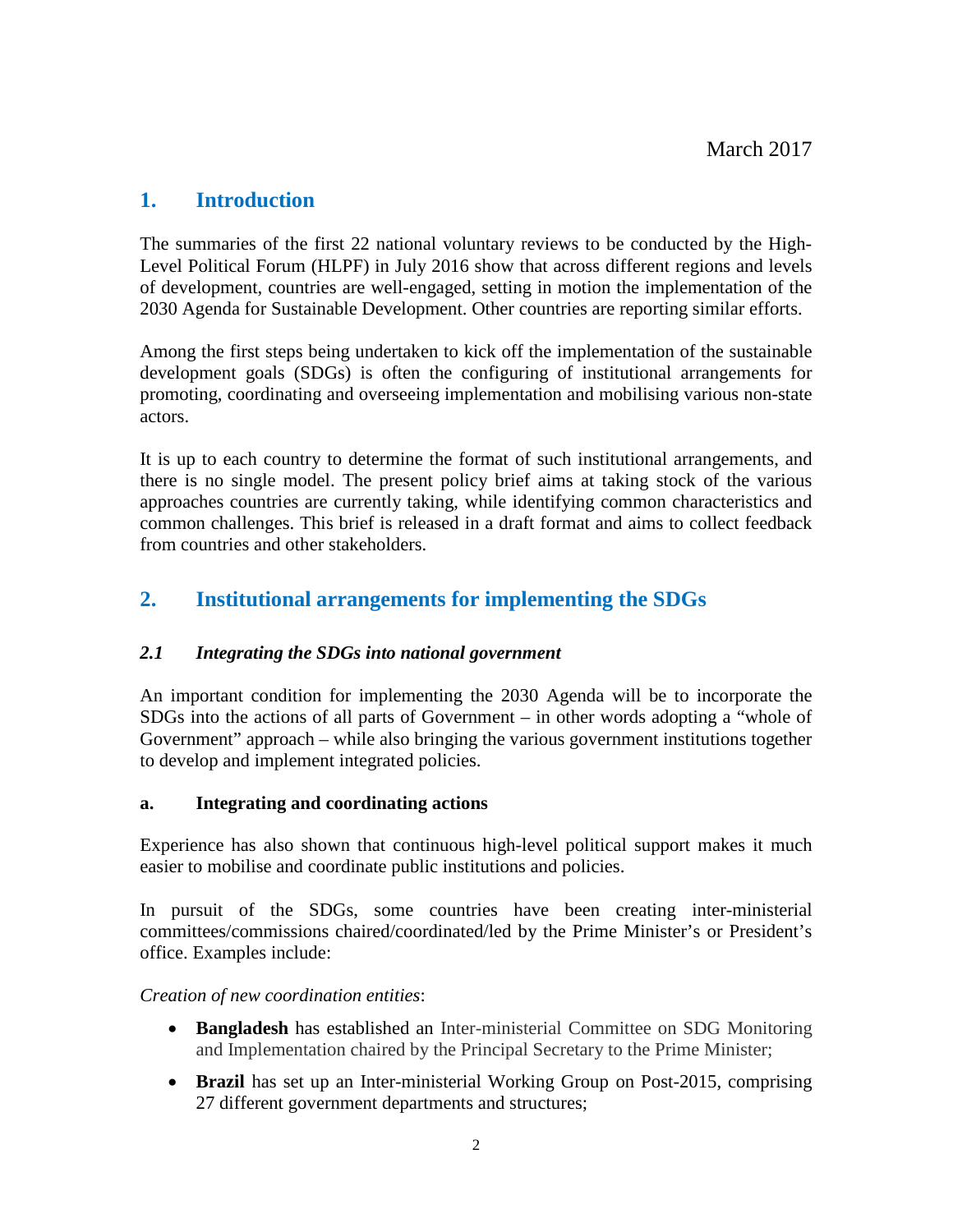March 2017

## 1. Introduction

The summaries of the first 22 national voluntary reviews to be conducted by the High-Level Political Forum (HLPF) in July 2016 show that across different regions and levels of development, countries are well-engaged, setting in motion the implementation of the 2030 Agenda for Sustainable Development. Other countries are reporting similar efforts.

Among the first steps being undertaken to kick off the implementation of the sustainable development goals (SDGs) is often the configuring of institutional arrangements for promoting, coordinating and overseeing implementation and mobilising various non-state actors.

It is up to each country to determine the format of such institutional arrangements, and there is no single model. The present policy brief aims at taking stock of the various approaches countries are currently taking, while identifying common characteristics and common challenges. This brief is released in a draft format and aims to collect feedback from countries and other stakeholders.

## 2. Institutional arrangements for implementing the SDGs

### *2.1 Integrating the SDGs into national government*

An important condition for implementing the 2030 Agenda will be to incorporate the SDGs into the actions of all parts of Government – in other words adopting a "whole of Government" approach – while also bringing the various government institutions together to develop and implement integrated policies.

#### a. Integrating and coordinating actions

Experience has also shown that continuous high-level political support makes it much easier to mobilise and coordinate public institutions and policies.

In pursuit of the SDGs, some countries have been creating inter-ministerial committees/commissions chaired/coordinated/led by the Prime Minister's or President's office. Examples include:

*Creation of new coordination entities*:

- **Bangladesh** has established an Inter-ministerial Committee on SDG Monitoring and Implementation chaired by the Principal Secretary to the Prime Minister;
- **Brazil** has set up an Inter-ministerial Working Group on Post-2015, comprising 27 different government departments and structures;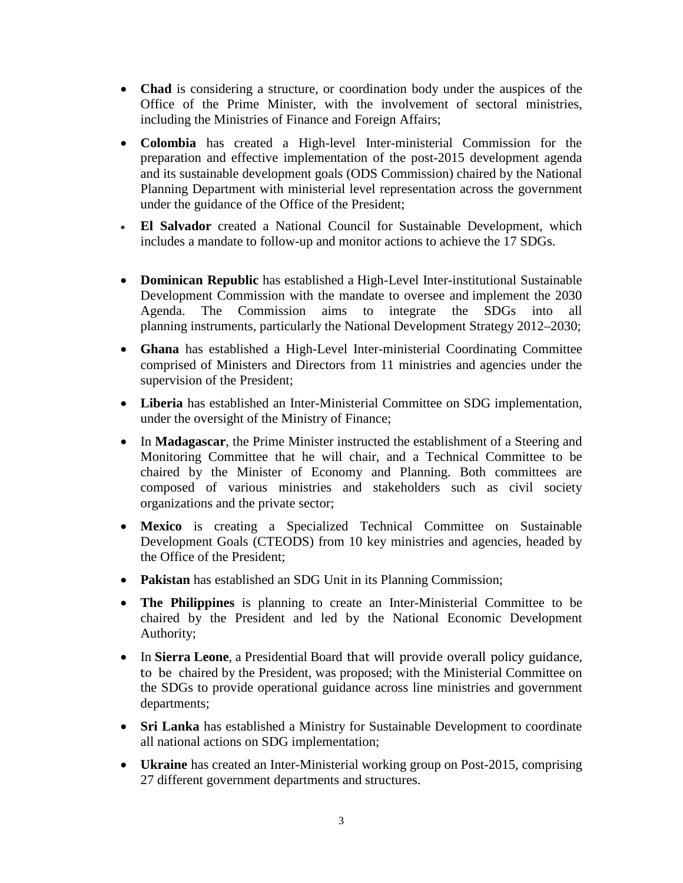- **Chad** is considering a structure, or coordination body under the auspices of the Office of the Prime Minister, with the involvement of sectoral ministries, including the Ministries of Finance and Foreign Affairs;

- **Colombia** has created a High-level Inter-ministerial Commission for the preparation and effective implementation of the post-2015 development agenda and its sustainable development goals (ODS Commission) chaired by the National Planning Department with ministerial level representation across the government under the guidance of the Office of the President;

- **El Salvador** created a National Council for Sustainable Development, which includes a mandate to follow-up and monitor actions to achieve the 17 SDGs.

- **Dominican Republic** has established a High-Level Inter-institutional Sustainable Development Commission with the mandate to oversee and implement the 2030 Agenda. The Commission aims to integrate the SDGs into all planning instruments, particularly the National Development Strategy 2012–2030;

- **Ghana** has established a High-Level Inter-ministerial Coordinating Committee comprised of Ministers and Directors from 11 ministries and agencies under the supervision of the President;

- **Liberia** has established an Inter-Ministerial Committee on SDG implementation, under the oversight of the Ministry of Finance;

- In **Madagascar**, the Prime Minister instructed the establishment of a Steering and Monitoring Committee that he will chair, and a Technical Committee to be chaired by the Minister of Economy and Planning. Both committees are composed of various ministries and stakeholders such as civil society organizations and the private sector;

- **Mexico** is creating a Specialized Technical Committee on Sustainable Development Goals (CTEODS) from 10 key ministries and agencies, headed by the Office of the President;

- **Pakistan** has established an SDG Unit in its Planning Commission;

- **The Philippines** is planning to create an Inter-Ministerial Committee to be chaired by the President and led by the National Economic Development Authority;

- In **Sierra Leone**, a Presidential Board that will provide overall policy guidance, to be chaired by the President, was proposed; with the Ministerial Committee on the SDGs to provide operational guidance across line ministries and government departments;

- **Sri Lanka** has established a Ministry for Sustainable Development to coordinate all national actions on SDG implementation;

- **Ukraine** has created an Inter-Ministerial working group on Post-2015, comprising 27 different government departments and structures.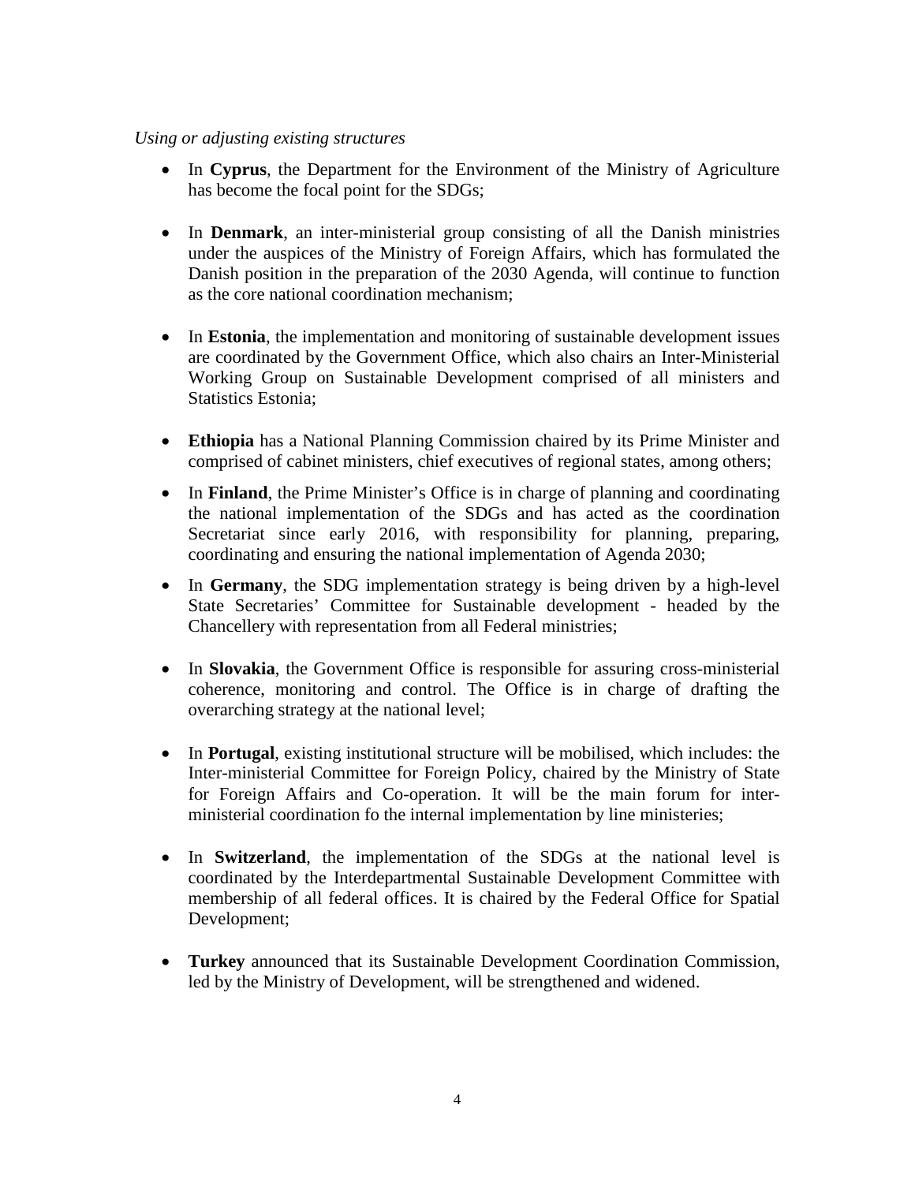*Using or adjusting existing structures*

- In **Cyprus**, the Department for the Environment of the Ministry of Agriculture has become the focal point for the SDGs;
- In **Denmark**, an inter-ministerial group consisting of all the Danish ministries under the auspices of the Ministry of Foreign Affairs, which has formulated the Danish position in the preparation of the 2030 Agenda, will continue to function as the core national coordination mechanism;
- In **Estonia**, the implementation and monitoring of sustainable development issues are coordinated by the Government Office, which also chairs an Inter-Ministerial Working Group on Sustainable Development comprised of all ministers and Statistics Estonia;
- **Ethiopia** has a National Planning Commission chaired by its Prime Minister and comprised of cabinet ministers, chief executives of regional states, among others;
- In **Finland**, the Prime Minister's Office is in charge of planning and coordinating the national implementation of the SDGs and has acted as the coordination Secretariat since early 2016, with responsibility for planning, preparing, coordinating and ensuring the national implementation of Agenda 2030;
- In **Germany**, the SDG implementation strategy is being driven by a high-level State Secretaries' Committee for Sustainable development - headed by the Chancellery with representation from all Federal ministries;
- In **Slovakia**, the Government Office is responsible for assuring cross-ministerial coherence, monitoring and control. The Office is in charge of drafting the overarching strategy at the national level;
- In **Portugal**, existing institutional structure will be mobilised, which includes: the Inter-ministerial Committee for Foreign Policy, chaired by the Ministry of State for Foreign Affairs and Co-operation. It will be the main forum for inter-ministerial coordination fo the internal implementation by line ministeries;
- In **Switzerland**, the implementation of the SDGs at the national level is coordinated by the Interdepartmental Sustainable Development Committee with membership of all federal offices. It is chaired by the Federal Office for Spatial Development;
- **Turkey** announced that its Sustainable Development Coordination Commission, led by the Ministry of Development, will be strengthened and widened.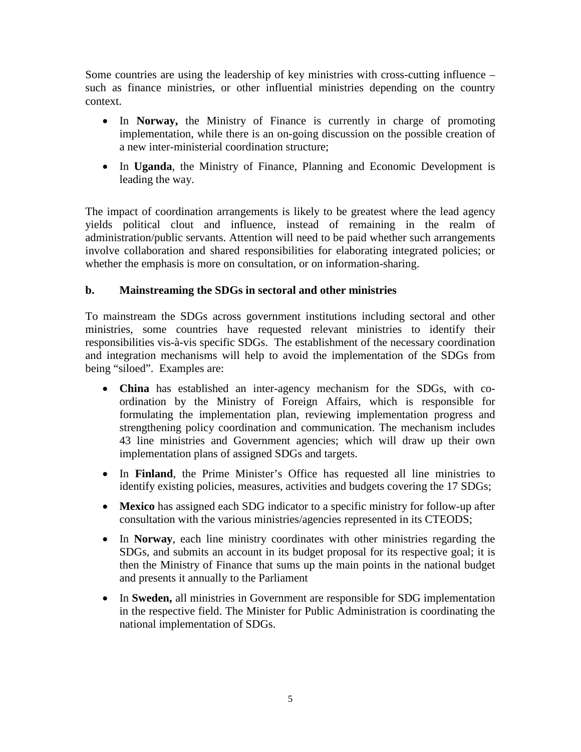Some countries are using the leadership of key ministries with cross-cutting influence – such as finance ministries, or other influential ministries depending on the country context.

- In **Norway,** the Ministry of Finance is currently in charge of promoting implementation, while there is an on-going discussion on the possible creation of a new inter-ministerial coordination structure;
- In **Uganda**, the Ministry of Finance, Planning and Economic Development is leading the way.

The impact of coordination arrangements is likely to be greatest where the lead agency yields political clout and influence, instead of remaining in the realm of administration/public servants. Attention will need to be paid whether such arrangements involve collaboration and shared responsibilities for elaborating integrated policies; or whether the emphasis is more on consultation, or on information-sharing.

### b. Mainstreaming the SDGs in sectoral and other ministries

To mainstream the SDGs across government institutions including sectoral and other ministries, some countries have requested relevant ministries to identify their responsibilities vis-à-vis specific SDGs. The establishment of the necessary coordination and integration mechanisms will help to avoid the implementation of the SDGs from being "siloed". Examples are:

- **China** has established an inter-agency mechanism for the SDGs, with co-ordination by the Ministry of Foreign Affairs, which is responsible for formulating the implementation plan, reviewing implementation progress and strengthening policy coordination and communication. The mechanism includes 43 line ministries and Government agencies; which will draw up their own implementation plans of assigned SDGs and targets.
- In **Finland**, the Prime Minister's Office has requested all line ministries to identify existing policies, measures, activities and budgets covering the 17 SDGs;
- **Mexico** has assigned each SDG indicator to a specific ministry for follow-up after consultation with the various ministries/agencies represented in its CTEODS;
- In **Norway**, each line ministry coordinates with other ministries regarding the SDGs, and submits an account in its budget proposal for its respective goal; it is then the Ministry of Finance that sums up the main points in the national budget and presents it annually to the Parliament
- In **Sweden,** all ministries in Government are responsible for SDG implementation in the respective field. The Minister for Public Administration is coordinating the national implementation of SDGs.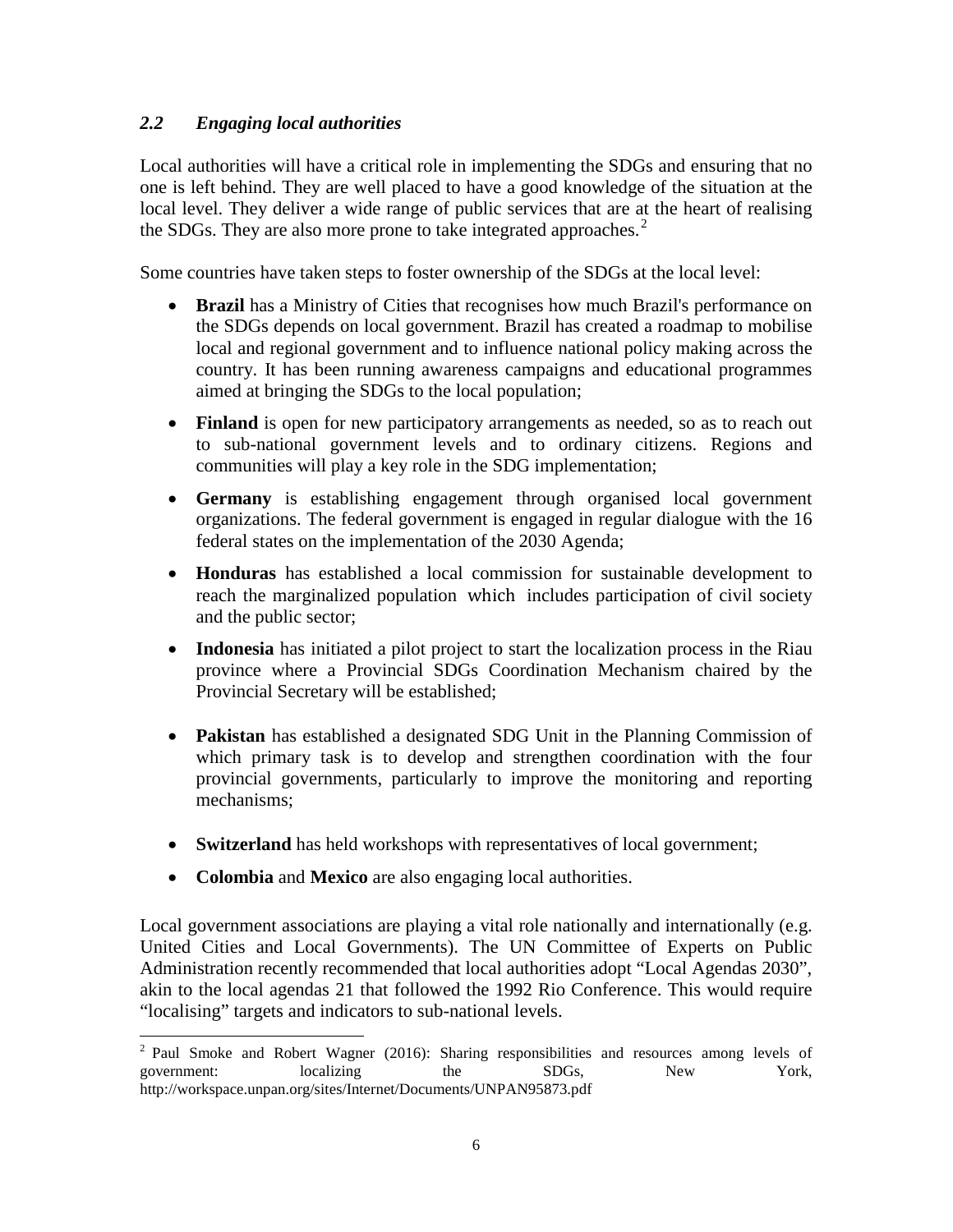### *2.2 Engaging local authorities*

Local authorities will have a critical role in implementing the SDGs and ensuring that no one is left behind. They are well placed to have a good knowledge of the situation at the local level. They deliver a wide range of public services that are at the heart of realising the SDGs. They are also more prone to take integrated approaches.[2]

Some countries have taken steps to foster ownership of the SDGs at the local level:

- **Brazil** has a Ministry of Cities that recognises how much Brazil's performance on the SDGs depends on local government. Brazil has created a roadmap to mobilise local and regional government and to influence national policy making across the country. It has been running awareness campaigns and educational programmes aimed at bringing the SDGs to the local population;
- **Finland** is open for new participatory arrangements as needed, so as to reach out to sub-national government levels and to ordinary citizens. Regions and communities will play a key role in the SDG implementation;
- **Germany** is establishing engagement through organised local government organizations. The federal government is engaged in regular dialogue with the 16 federal states on the implementation of the 2030 Agenda;
- **Honduras** has established a local commission for sustainable development to reach the marginalized population which includes participation of civil society and the public sector;
- **Indonesia** has initiated a pilot project to start the localization process in the Riau province where a Provincial SDGs Coordination Mechanism chaired by the Provincial Secretary will be established;
- **Pakistan** has established a designated SDG Unit in the Planning Commission of which primary task is to develop and strengthen coordination with the four provincial governments, particularly to improve the monitoring and reporting mechanisms;
- **Switzerland** has held workshops with representatives of local government;
- **Colombia** and **Mexico** are also engaging local authorities.

Local government associations are playing a vital role nationally and internationally (e.g. United Cities and Local Governments). The UN Committee of Experts on Public Administration recently recommended that local authorities adopt "Local Agendas 2030", akin to the local agendas 21 that followed the 1992 Rio Conference. This would require "localising" targets and indicators to sub-national levels.

---

[2] Paul Smoke and Robert Wagner (2016): Sharing responsibilities and resources among levels of government: localizing the SDGs, New York, http://workspace.unpan.org/sites/Internet/Documents/UNPAN95873.pdf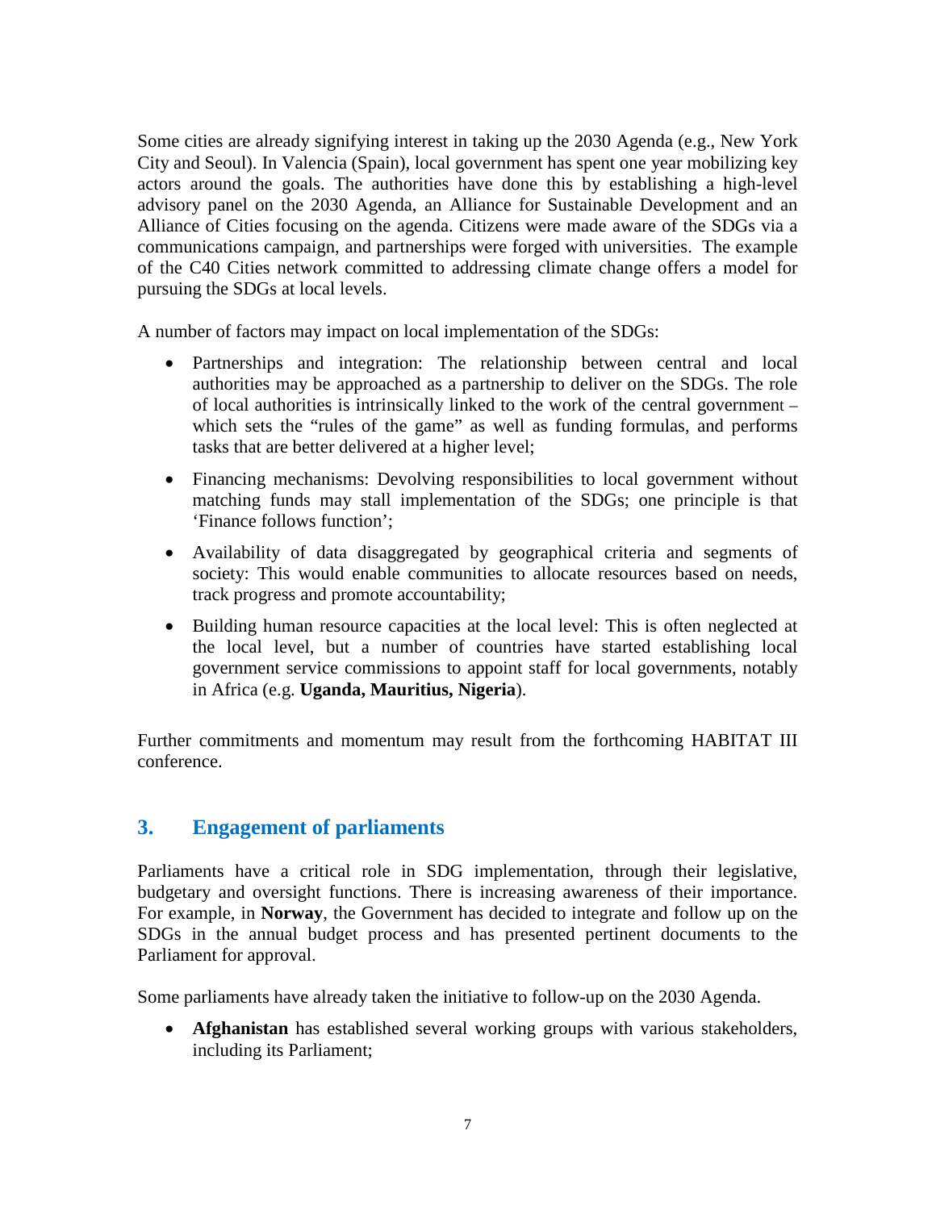Some cities are already signifying interest in taking up the 2030 Agenda (e.g., New York City and Seoul). In Valencia (Spain), local government has spent one year mobilizing key actors around the goals. The authorities have done this by establishing a high-level advisory panel on the 2030 Agenda, an Alliance for Sustainable Development and an Alliance of Cities focusing on the agenda. Citizens were made aware of the SDGs via a communications campaign, and partnerships were forged with universities. The example of the C40 Cities network committed to addressing climate change offers a model for pursuing the SDGs at local levels.

A number of factors may impact on local implementation of the SDGs:

- Partnerships and integration: The relationship between central and local authorities may be approached as a partnership to deliver on the SDGs. The role of local authorities is intrinsically linked to the work of the central government – which sets the "rules of the game" as well as funding formulas, and performs tasks that are better delivered at a higher level;
- Financing mechanisms: Devolving responsibilities to local government without matching funds may stall implementation of the SDGs; one principle is that 'Finance follows function';
- Availability of data disaggregated by geographical criteria and segments of society: This would enable communities to allocate resources based on needs, track progress and promote accountability;
- Building human resource capacities at the local level: This is often neglected at the local level, but a number of countries have started establishing local government service commissions to appoint staff for local governments, notably in Africa (e.g. **Uganda, Mauritius, Nigeria**).

Further commitments and momentum may result from the forthcoming HABITAT III conference.

## 3. Engagement of parliaments

Parliaments have a critical role in SDG implementation, through their legislative, budgetary and oversight functions. There is increasing awareness of their importance. For example, in **Norway**, the Government has decided to integrate and follow up on the SDGs in the annual budget process and has presented pertinent documents to the Parliament for approval.

Some parliaments have already taken the initiative to follow-up on the 2030 Agenda.

- **Afghanistan** has established several working groups with various stakeholders, including its Parliament;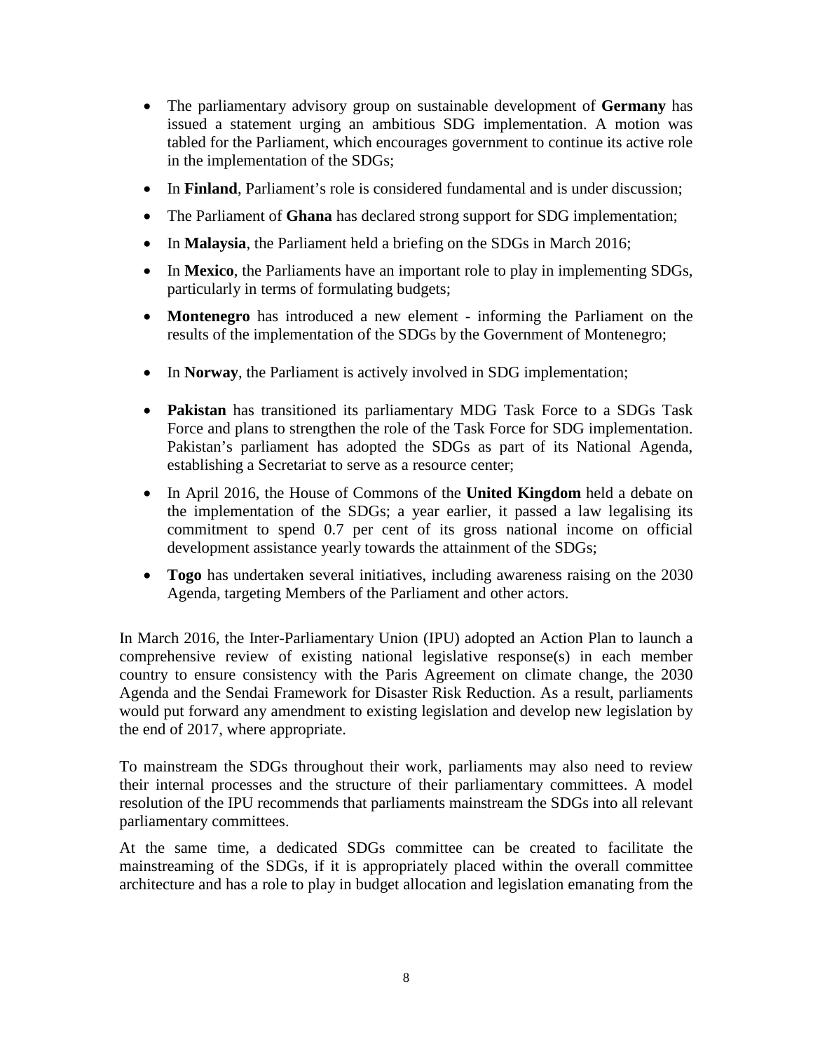- The parliamentary advisory group on sustainable development of **Germany** has issued a statement urging an ambitious SDG implementation. A motion was tabled for the Parliament, which encourages government to continue its active role in the implementation of the SDGs;
- In **Finland**, Parliament's role is considered fundamental and is under discussion;
- The Parliament of **Ghana** has declared strong support for SDG implementation;
- In **Malaysia**, the Parliament held a briefing on the SDGs in March 2016;
- In **Mexico**, the Parliaments have an important role to play in implementing SDGs, particularly in terms of formulating budgets;
- **Montenegro** has introduced a new element - informing the Parliament on the results of the implementation of the SDGs by the Government of Montenegro;
- In **Norway**, the Parliament is actively involved in SDG implementation;
- **Pakistan** has transitioned its parliamentary MDG Task Force to a SDGs Task Force and plans to strengthen the role of the Task Force for SDG implementation. Pakistan's parliament has adopted the SDGs as part of its National Agenda, establishing a Secretariat to serve as a resource center;
- In April 2016, the House of Commons of the **United Kingdom** held a debate on the implementation of the SDGs; a year earlier, it passed a law legalising its commitment to spend 0.7 per cent of its gross national income on official development assistance yearly towards the attainment of the SDGs;
- **Togo** has undertaken several initiatives, including awareness raising on the 2030 Agenda, targeting Members of the Parliament and other actors.

In March 2016, the Inter-Parliamentary Union (IPU) adopted an Action Plan to launch a comprehensive review of existing national legislative response(s) in each member country to ensure consistency with the Paris Agreement on climate change, the 2030 Agenda and the Sendai Framework for Disaster Risk Reduction. As a result, parliaments would put forward any amendment to existing legislation and develop new legislation by the end of 2017, where appropriate.

To mainstream the SDGs throughout their work, parliaments may also need to review their internal processes and the structure of their parliamentary committees. A model resolution of the IPU recommends that parliaments mainstream the SDGs into all relevant parliamentary committees.

At the same time, a dedicated SDGs committee can be created to facilitate the mainstreaming of the SDGs, if it is appropriately placed within the overall committee architecture and has a role to play in budget allocation and legislation emanating from the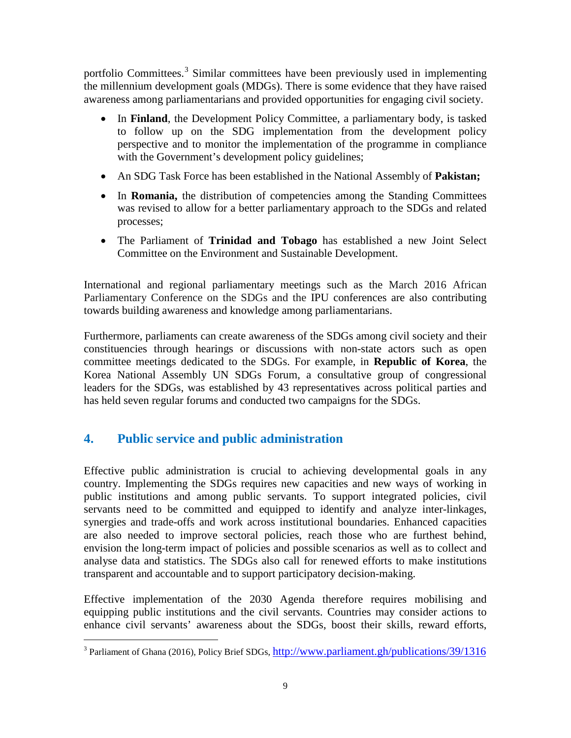portfolio Committees.[3] Similar committees have been previously used in implementing the millennium development goals (MDGs). There is some evidence that they have raised awareness among parliamentarians and provided opportunities for engaging civil society.

- In **Finland**, the Development Policy Committee, a parliamentary body, is tasked to follow up on the SDG implementation from the development policy perspective and to monitor the implementation of the programme in compliance with the Government's development policy guidelines;
- An SDG Task Force has been established in the National Assembly of **Pakistan;**
- In **Romania,** the distribution of competencies among the Standing Committees was revised to allow for a better parliamentary approach to the SDGs and related processes;
- The Parliament of **Trinidad and Tobago** has established a new Joint Select Committee on the Environment and Sustainable Development.

International and regional parliamentary meetings such as the March 2016 African Parliamentary Conference on the SDGs and the IPU conferences are also contributing towards building awareness and knowledge among parliamentarians.

Furthermore, parliaments can create awareness of the SDGs among civil society and their constituencies through hearings or discussions with non-state actors such as open committee meetings dedicated to the SDGs. For example, in **Republic of Korea**, the Korea National Assembly UN SDGs Forum, a consultative group of congressional leaders for the SDGs, was established by 43 representatives across political parties and has held seven regular forums and conducted two campaigns for the SDGs.

## 4. Public service and public administration

Effective public administration is crucial to achieving developmental goals in any country. Implementing the SDGs requires new capacities and new ways of working in public institutions and among public servants. To support integrated policies, civil servants need to be committed and equipped to identify and analyze inter-linkages, synergies and trade-offs and work across institutional boundaries. Enhanced capacities are also needed to improve sectoral policies, reach those who are furthest behind, envision the long-term impact of policies and possible scenarios as well as to collect and analyse data and statistics. The SDGs also call for renewed efforts to make institutions transparent and accountable and to support participatory decision-making.

Effective implementation of the 2030 Agenda therefore requires mobilising and equipping public institutions and the civil servants. Countries may consider actions to enhance civil servants' awareness about the SDGs, boost their skills, reward efforts,

[3] Parliament of Ghana (2016), Policy Brief SDGs, http://www.parliament.gh/publications/39/1316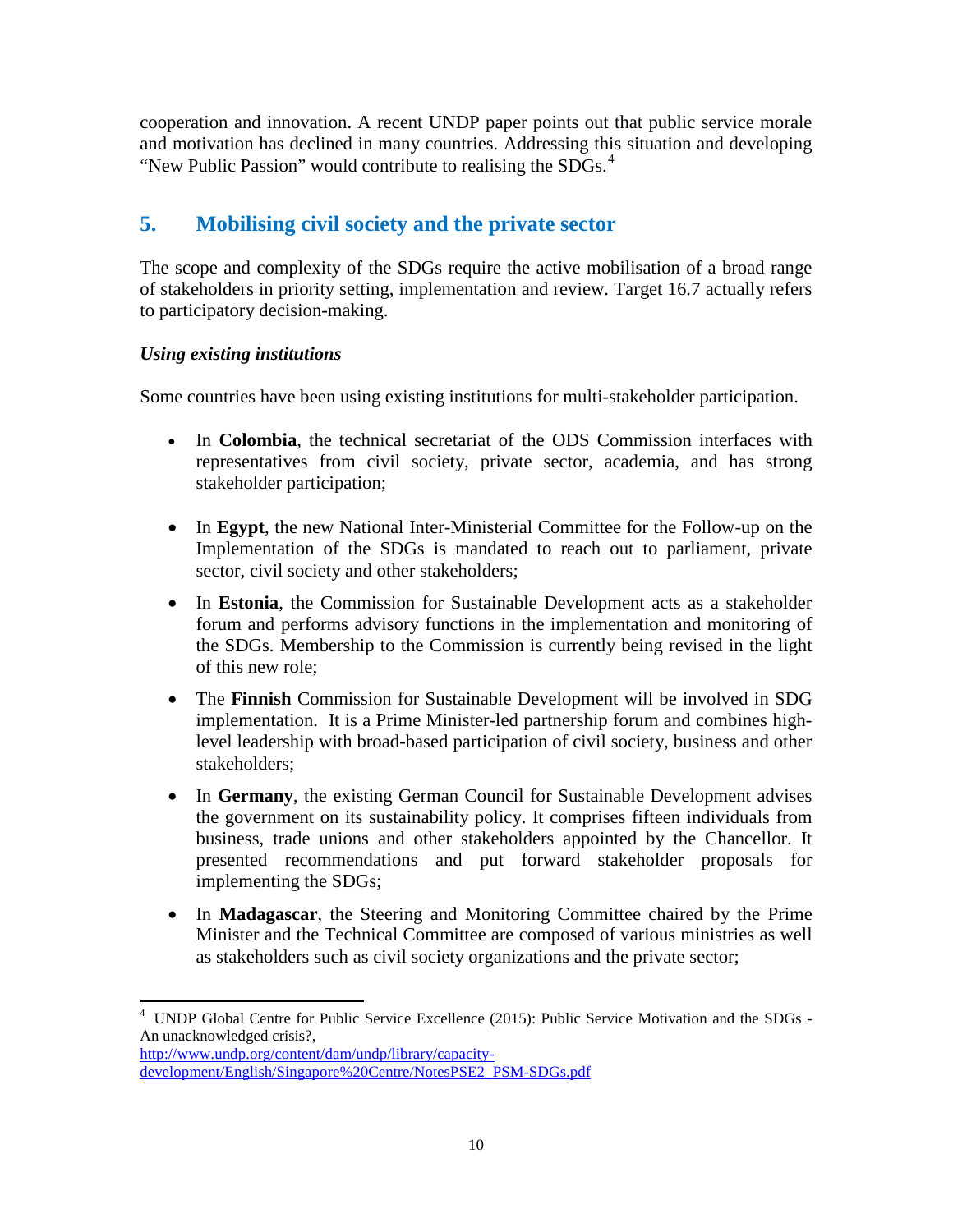cooperation and innovation. A recent UNDP paper points out that public service morale and motivation has declined in many countries. Addressing this situation and developing "New Public Passion" would contribute to realising the SDGs.[4]

## 5. Mobilising civil society and the private sector

The scope and complexity of the SDGs require the active mobilisation of a broad range of stakeholders in priority setting, implementation and review. Target 16.7 actually refers to participatory decision-making.

***Using existing institutions***

Some countries have been using existing institutions for multi-stakeholder participation.

- In **Colombia**, the technical secretariat of the ODS Commission interfaces with representatives from civil society, private sector, academia, and has strong stakeholder participation;
- In **Egypt**, the new National Inter-Ministerial Committee for the Follow-up on the Implementation of the SDGs is mandated to reach out to parliament, private sector, civil society and other stakeholders;
- In **Estonia**, the Commission for Sustainable Development acts as a stakeholder forum and performs advisory functions in the implementation and monitoring of the SDGs. Membership to the Commission is currently being revised in the light of this new role;
- The **Finnish** Commission for Sustainable Development will be involved in SDG implementation. It is a Prime Minister-led partnership forum and combines high-level leadership with broad-based participation of civil society, business and other stakeholders;
- In **Germany**, the existing German Council for Sustainable Development advises the government on its sustainability policy. It comprises fifteen individuals from business, trade unions and other stakeholders appointed by the Chancellor. It presented recommendations and put forward stakeholder proposals for implementing the SDGs;
- In **Madagascar**, the Steering and Monitoring Committee chaired by the Prime Minister and the Technical Committee are composed of various ministries as well as stakeholders such as civil society organizations and the private sector;

---

[4] UNDP Global Centre for Public Service Excellence (2015): Public Service Motivation and the SDGs - An unacknowledged crisis?, http://www.undp.org/content/dam/undp/library/capacity-development/English/Singapore%20Centre/NotesPSE2_PSM-SDGs.pdf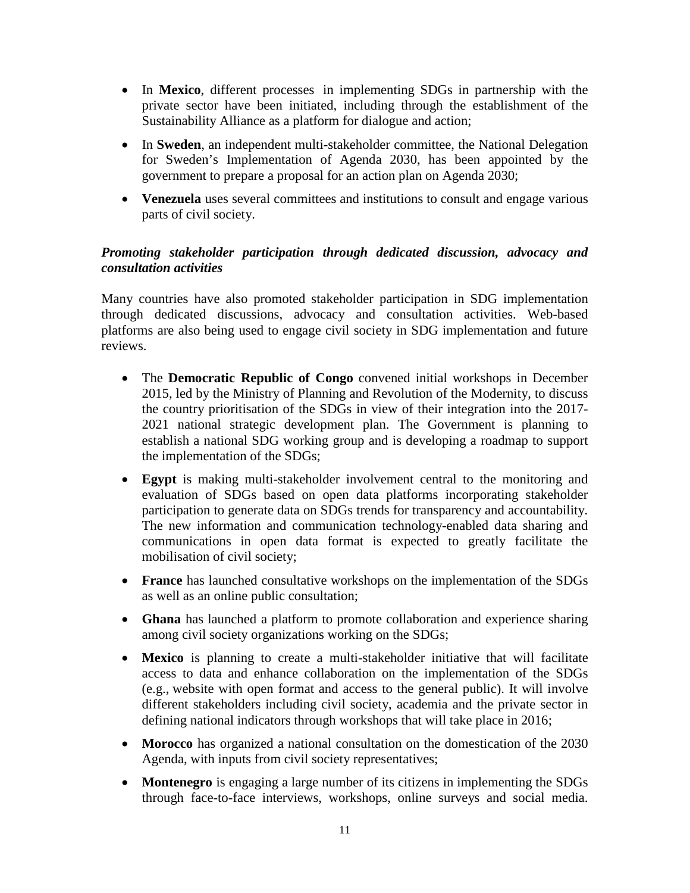- In **Mexico**, different processes in implementing SDGs in partnership with the private sector have been initiated, including through the establishment of the Sustainability Alliance as a platform for dialogue and action;
- In **Sweden**, an independent multi-stakeholder committee, the National Delegation for Sweden's Implementation of Agenda 2030, has been appointed by the government to prepare a proposal for an action plan on Agenda 2030;
- **Venezuela** uses several committees and institutions to consult and engage various parts of civil society.

***Promoting stakeholder participation through dedicated discussion, advocacy and consultation activities***

Many countries have also promoted stakeholder participation in SDG implementation through dedicated discussions, advocacy and consultation activities. Web-based platforms are also being used to engage civil society in SDG implementation and future reviews.

- The **Democratic Republic of Congo** convened initial workshops in December 2015, led by the Ministry of Planning and Revolution of the Modernity, to discuss the country prioritisation of the SDGs in view of their integration into the 2017-2021 national strategic development plan. The Government is planning to establish a national SDG working group and is developing a roadmap to support the implementation of the SDGs;
- **Egypt** is making multi-stakeholder involvement central to the monitoring and evaluation of SDGs based on open data platforms incorporating stakeholder participation to generate data on SDGs trends for transparency and accountability. The new information and communication technology-enabled data sharing and communications in open data format is expected to greatly facilitate the mobilisation of civil society;
- **France** has launched consultative workshops on the implementation of the SDGs as well as an online public consultation;
- **Ghana** has launched a platform to promote collaboration and experience sharing among civil society organizations working on the SDGs;
- **Mexico** is planning to create a multi-stakeholder initiative that will facilitate access to data and enhance collaboration on the implementation of the SDGs (e.g., website with open format and access to the general public). It will involve different stakeholders including civil society, academia and the private sector in defining national indicators through workshops that will take place in 2016;
- **Morocco** has organized a national consultation on the domestication of the 2030 Agenda, with inputs from civil society representatives;
- **Montenegro** is engaging a large number of its citizens in implementing the SDGs through face-to-face interviews, workshops, online surveys and social media.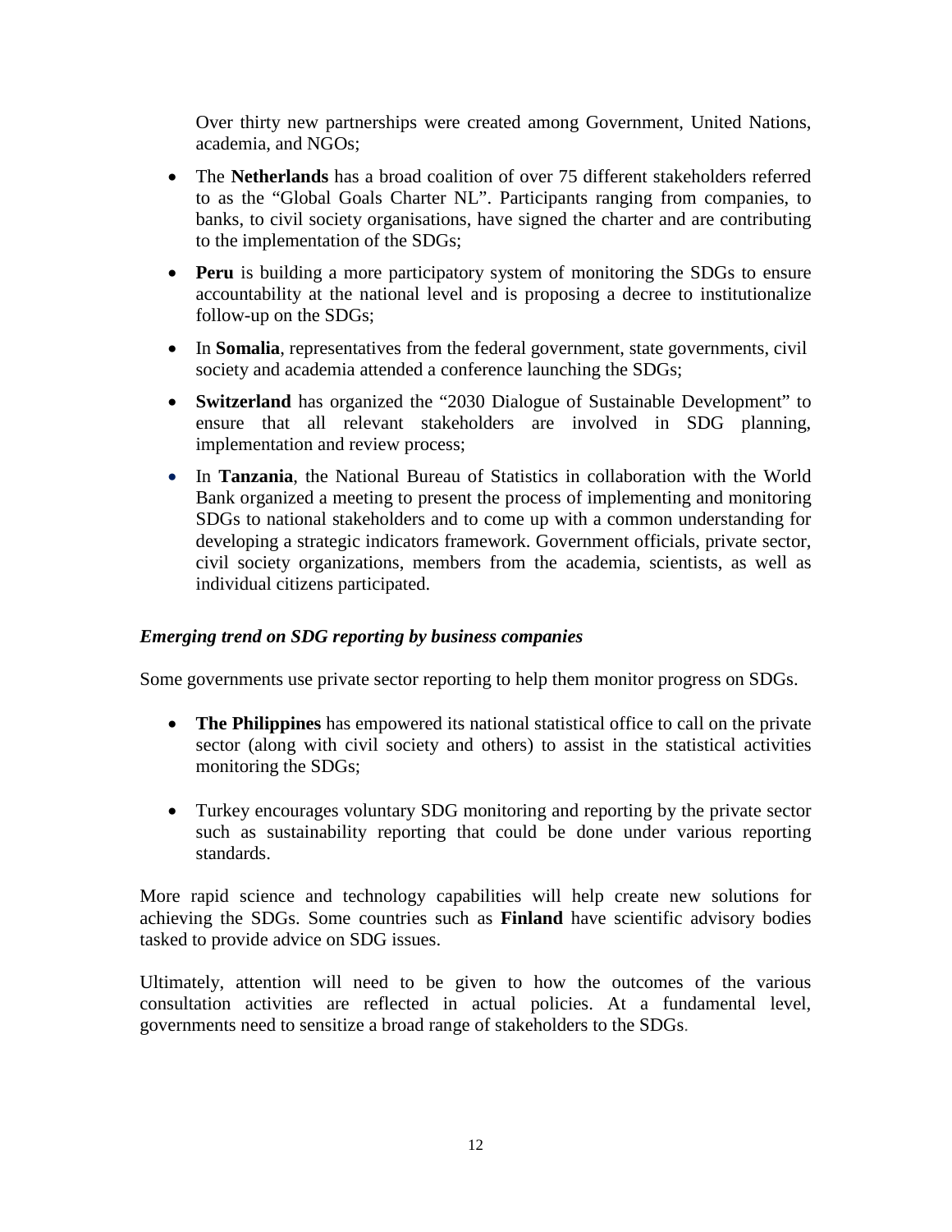Over thirty new partnerships were created among Government, United Nations, academia, and NGOs;

- The **Netherlands** has a broad coalition of over 75 different stakeholders referred to as the "Global Goals Charter NL". Participants ranging from companies, to banks, to civil society organisations, have signed the charter and are contributing to the implementation of the SDGs;
- **Peru** is building a more participatory system of monitoring the SDGs to ensure accountability at the national level and is proposing a decree to institutionalize follow-up on the SDGs;
- In **Somalia**, representatives from the federal government, state governments, civil society and academia attended a conference launching the SDGs;
- **Switzerland** has organized the "2030 Dialogue of Sustainable Development" to ensure that all relevant stakeholders are involved in SDG planning, implementation and review process;
- In **Tanzania**, the National Bureau of Statistics in collaboration with the World Bank organized a meeting to present the process of implementing and monitoring SDGs to national stakeholders and to come up with a common understanding for developing a strategic indicators framework. Government officials, private sector, civil society organizations, members from the academia, scientists, as well as individual citizens participated.

***Emerging trend on SDG reporting by business companies***

Some governments use private sector reporting to help them monitor progress on SDGs.

- **The Philippines** has empowered its national statistical office to call on the private sector (along with civil society and others) to assist in the statistical activities monitoring the SDGs;

- Turkey encourages voluntary SDG monitoring and reporting by the private sector such as sustainability reporting that could be done under various reporting standards.

More rapid science and technology capabilities will help create new solutions for achieving the SDGs. Some countries such as **Finland** have scientific advisory bodies tasked to provide advice on SDG issues.

Ultimately, attention will need to be given to how the outcomes of the various consultation activities are reflected in actual policies. At a fundamental level, governments need to sensitize a broad range of stakeholders to the SDGs.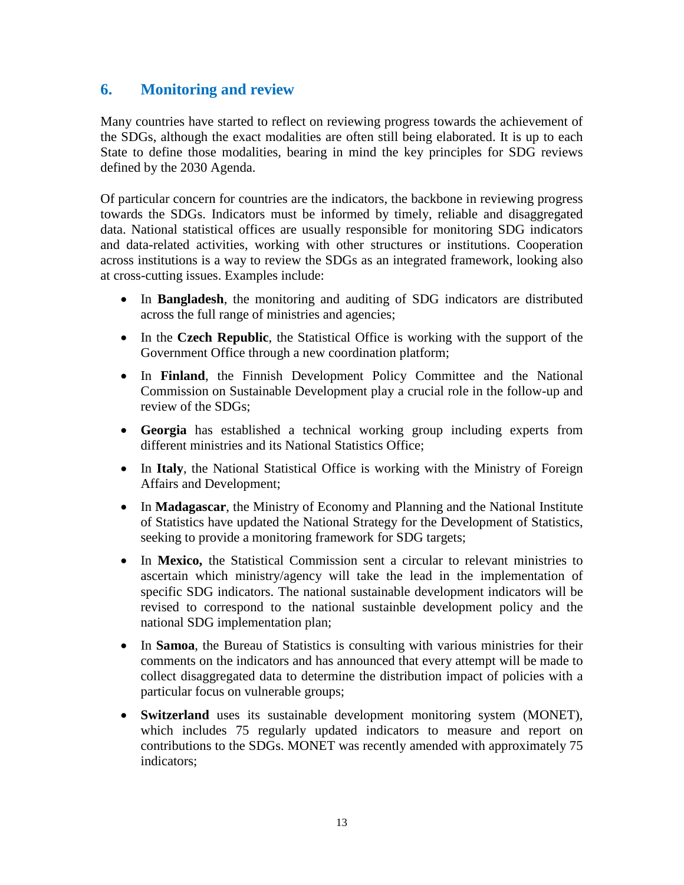## 6. Monitoring and review

Many countries have started to reflect on reviewing progress towards the achievement of the SDGs, although the exact modalities are often still being elaborated. It is up to each State to define those modalities, bearing in mind the key principles for SDG reviews defined by the 2030 Agenda.

Of particular concern for countries are the indicators, the backbone in reviewing progress towards the SDGs. Indicators must be informed by timely, reliable and disaggregated data. National statistical offices are usually responsible for monitoring SDG indicators and data-related activities, working with other structures or institutions. Cooperation across institutions is a way to review the SDGs as an integrated framework, looking also at cross-cutting issues. Examples include:

- In **Bangladesh**, the monitoring and auditing of SDG indicators are distributed across the full range of ministries and agencies;
- In the **Czech Republic**, the Statistical Office is working with the support of the Government Office through a new coordination platform;
- In **Finland**, the Finnish Development Policy Committee and the National Commission on Sustainable Development play a crucial role in the follow-up and review of the SDGs;
- **Georgia** has established a technical working group including experts from different ministries and its National Statistics Office;
- In **Italy**, the National Statistical Office is working with the Ministry of Foreign Affairs and Development;
- In **Madagascar**, the Ministry of Economy and Planning and the National Institute of Statistics have updated the National Strategy for the Development of Statistics, seeking to provide a monitoring framework for SDG targets;
- In **Mexico,** the Statistical Commission sent a circular to relevant ministries to ascertain which ministry/agency will take the lead in the implementation of specific SDG indicators. The national sustainable development indicators will be revised to correspond to the national sustainble development policy and the national SDG implementation plan;
- In **Samoa**, the Bureau of Statistics is consulting with various ministries for their comments on the indicators and has announced that every attempt will be made to collect disaggregated data to determine the distribution impact of policies with a particular focus on vulnerable groups;
- **Switzerland** uses its sustainable development monitoring system (MONET), which includes 75 regularly updated indicators to measure and report on contributions to the SDGs. MONET was recently amended with approximately 75 indicators;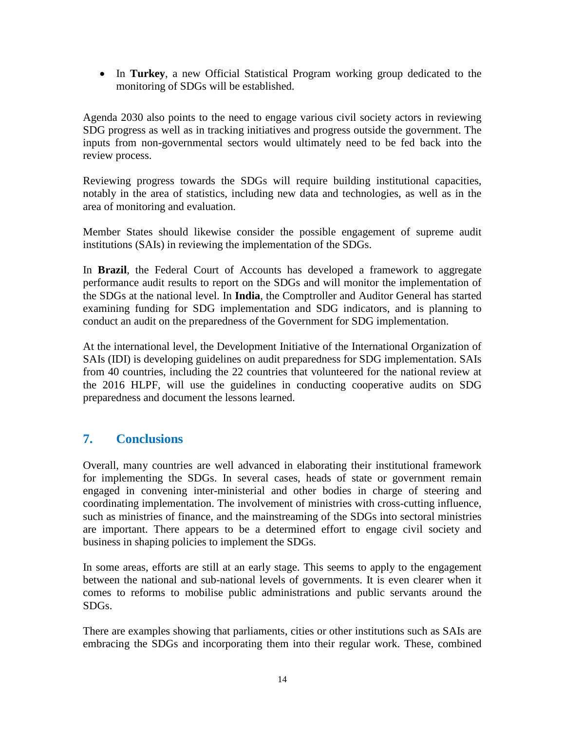- In **Turkey**, a new Official Statistical Program working group dedicated to the monitoring of SDGs will be established.

Agenda 2030 also points to the need to engage various civil society actors in reviewing SDG progress as well as in tracking initiatives and progress outside the government. The inputs from non-governmental sectors would ultimately need to be fed back into the review process.

Reviewing progress towards the SDGs will require building institutional capacities, notably in the area of statistics, including new data and technologies, as well as in the area of monitoring and evaluation.

Member States should likewise consider the possible engagement of supreme audit institutions (SAIs) in reviewing the implementation of the SDGs.

In **Brazil**, the Federal Court of Accounts has developed a framework to aggregate performance audit results to report on the SDGs and will monitor the implementation of the SDGs at the national level. In **India**, the Comptroller and Auditor General has started examining funding for SDG implementation and SDG indicators, and is planning to conduct an audit on the preparedness of the Government for SDG implementation.

At the international level, the Development Initiative of the International Organization of SAIs (IDI) is developing guidelines on audit preparedness for SDG implementation. SAIs from 40 countries, including the 22 countries that volunteered for the national review at the 2016 HLPF, will use the guidelines in conducting cooperative audits on SDG preparedness and document the lessons learned.

## 7. Conclusions

Overall, many countries are well advanced in elaborating their institutional framework for implementing the SDGs. In several cases, heads of state or government remain engaged in convening inter-ministerial and other bodies in charge of steering and coordinating implementation. The involvement of ministries with cross-cutting influence, such as ministries of finance, and the mainstreaming of the SDGs into sectoral ministries are important. There appears to be a determined effort to engage civil society and business in shaping policies to implement the SDGs.

In some areas, efforts are still at an early stage. This seems to apply to the engagement between the national and sub-national levels of governments. It is even clearer when it comes to reforms to mobilise public administrations and public servants around the SDGs.

There are examples showing that parliaments, cities or other institutions such as SAIs are embracing the SDGs and incorporating them into their regular work. These, combined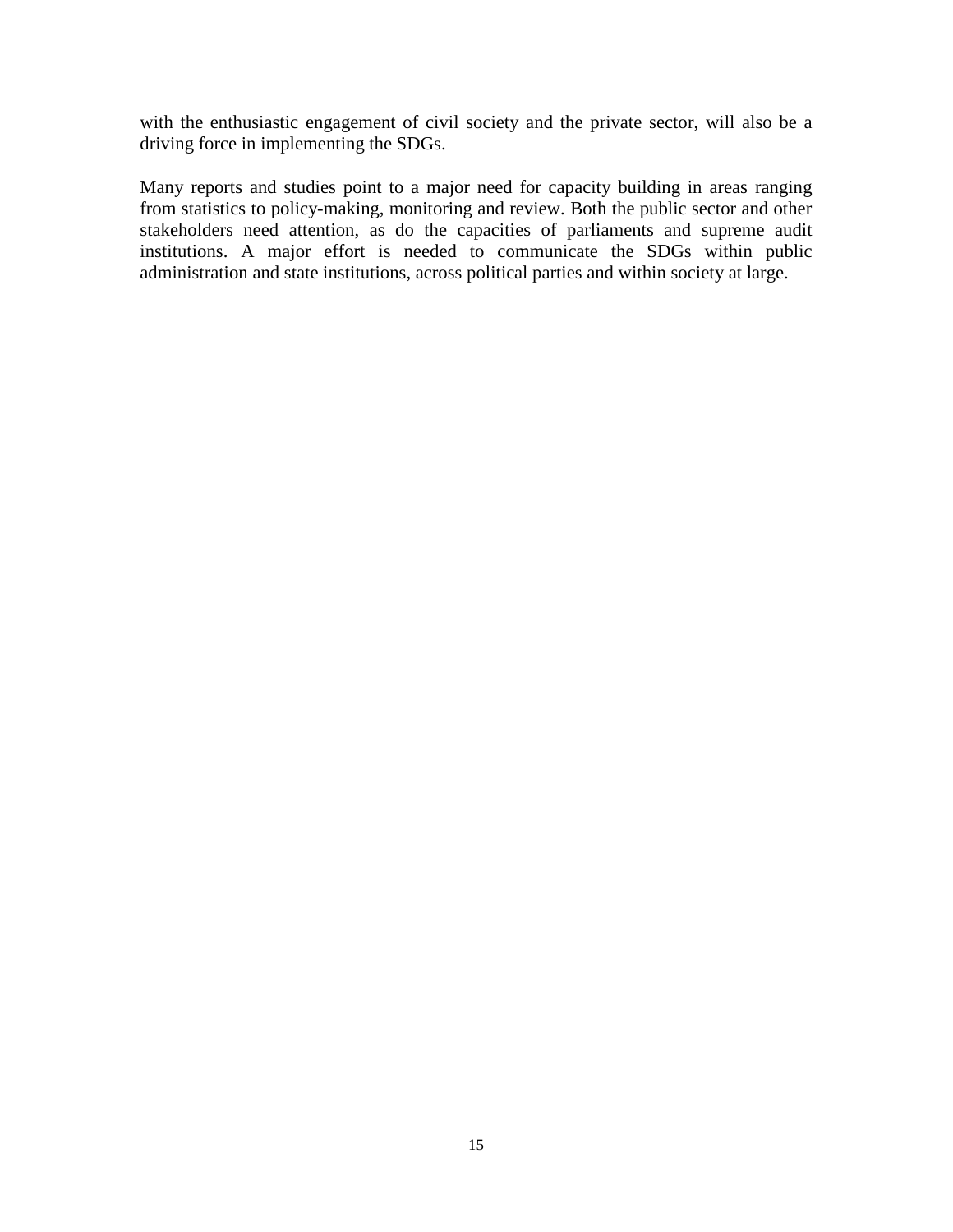with the enthusiastic engagement of civil society and the private sector, will also be a driving force in implementing the SDGs.

Many reports and studies point to a major need for capacity building in areas ranging from statistics to policy-making, monitoring and review. Both the public sector and other stakeholders need attention, as do the capacities of parliaments and supreme audit institutions. A major effort is needed to communicate the SDGs within public administration and state institutions, across political parties and within society at large.